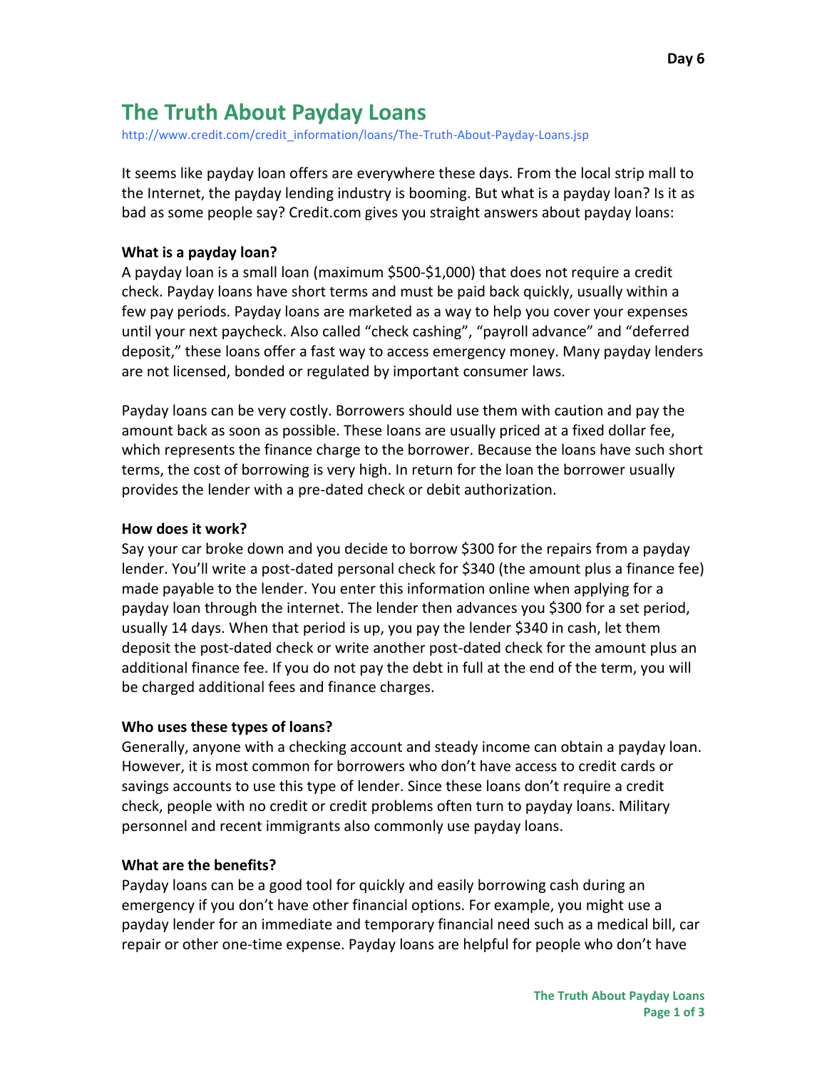# The Truth About Payday Loans

http://www.credit.com/credit_information/loans/The-Truth-About-Payday-Loans.jsp

It seems like payday loan offers are everywhere these days. From the local strip mall to the Internet, the payday lending industry is booming. But what is a payday loan? Is it as bad as some people say? Credit.com gives you straight answers about payday loans:

**What is a payday loan?**

A payday loan is a small loan (maximum $500-$1,000) that does not require a credit check. Payday loans have short terms and must be paid back quickly, usually within a few pay periods. Payday loans are marketed as a way to help you cover your expenses until your next paycheck. Also called "check cashing", "payroll advance" and "deferred deposit," these loans offer a fast way to access emergency money. Many payday lenders are not licensed, bonded or regulated by important consumer laws.

Payday loans can be very costly. Borrowers should use them with caution and pay the amount back as soon as possible. These loans are usually priced at a fixed dollar fee, which represents the finance charge to the borrower. Because the loans have such short terms, the cost of borrowing is very high. In return for the loan the borrower usually provides the lender with a pre-dated check or debit authorization.

**How does it work?**

Say your car broke down and you decide to borrow $300 for the repairs from a payday lender. You'll write a post-dated personal check for $340 (the amount plus a finance fee) made payable to the lender. You enter this information online when applying for a payday loan through the internet. The lender then advances you $300 for a set period, usually 14 days. When that period is up, you pay the lender $340 in cash, let them deposit the post-dated check or write another post-dated check for the amount plus an additional finance fee. If you do not pay the debt in full at the end of the term, you will be charged additional fees and finance charges.

**Who uses these types of loans?**

Generally, anyone with a checking account and steady income can obtain a payday loan. However, it is most common for borrowers who don't have access to credit cards or savings accounts to use this type of lender. Since these loans don't require a credit check, people with no credit or credit problems often turn to payday loans. Military personnel and recent immigrants also commonly use payday loans.

**What are the benefits?**

Payday loans can be a good tool for quickly and easily borrowing cash during an emergency if you don't have other financial options. For example, you might use a payday lender for an immediate and temporary financial need such as a medical bill, car repair or other one-time expense. Payday loans are helpful for people who don't have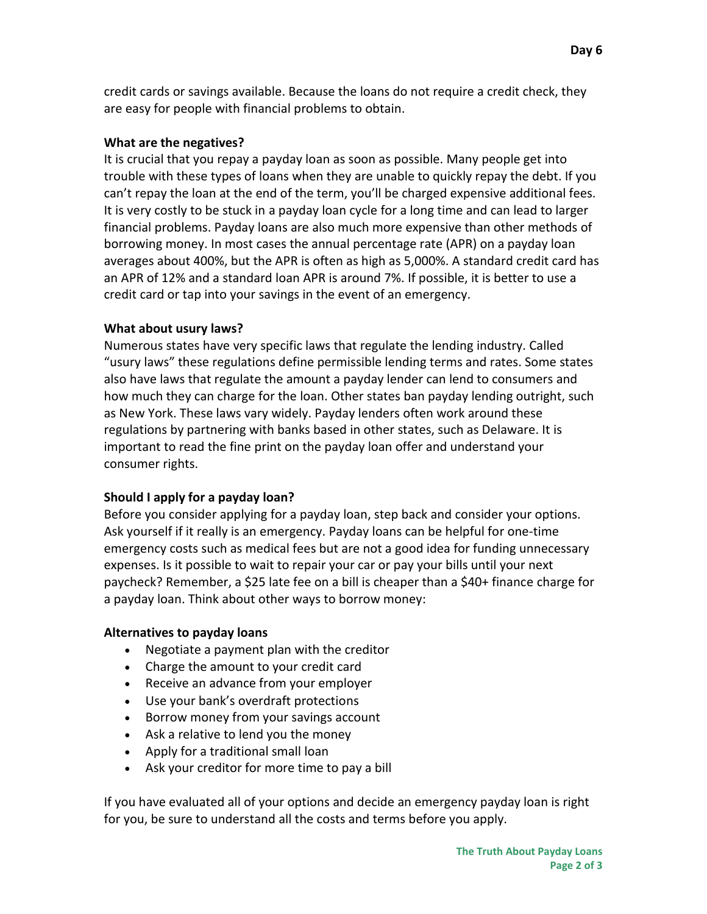credit cards or savings available. Because the loans do not require a credit check, they are easy for people with financial problems to obtain.

**What are the negatives?**

It is crucial that you repay a payday loan as soon as possible. Many people get into trouble with these types of loans when they are unable to quickly repay the debt. If you can't repay the loan at the end of the term, you'll be charged expensive additional fees. It is very costly to be stuck in a payday loan cycle for a long time and can lead to larger financial problems. Payday loans are also much more expensive than other methods of borrowing money. In most cases the annual percentage rate (APR) on a payday loan averages about 400%, but the APR is often as high as 5,000%. A standard credit card has an APR of 12% and a standard loan APR is around 7%. If possible, it is better to use a credit card or tap into your savings in the event of an emergency.

**What about usury laws?**

Numerous states have very specific laws that regulate the lending industry. Called "usury laws" these regulations define permissible lending terms and rates. Some states also have laws that regulate the amount a payday lender can lend to consumers and how much they can charge for the loan. Other states ban payday lending outright, such as New York. These laws vary widely. Payday lenders often work around these regulations by partnering with banks based in other states, such as Delaware. It is important to read the fine print on the payday loan offer and understand your consumer rights.

**Should I apply for a payday loan?**

Before you consider applying for a payday loan, step back and consider your options. Ask yourself if it really is an emergency. Payday loans can be helpful for one-time emergency costs such as medical fees but are not a good idea for funding unnecessary expenses. Is it possible to wait to repair your car or pay your bills until your next paycheck? Remember, a $25 late fee on a bill is cheaper than a $40+ finance charge for a payday loan. Think about other ways to borrow money:

**Alternatives to payday loans**

- Negotiate a payment plan with the creditor
- Charge the amount to your credit card
- Receive an advance from your employer
- Use your bank's overdraft protections
- Borrow money from your savings account
- Ask a relative to lend you the money
- Apply for a traditional small loan
- Ask your creditor for more time to pay a bill

If you have evaluated all of your options and decide an emergency payday loan is right for you, be sure to understand all the costs and terms before you apply.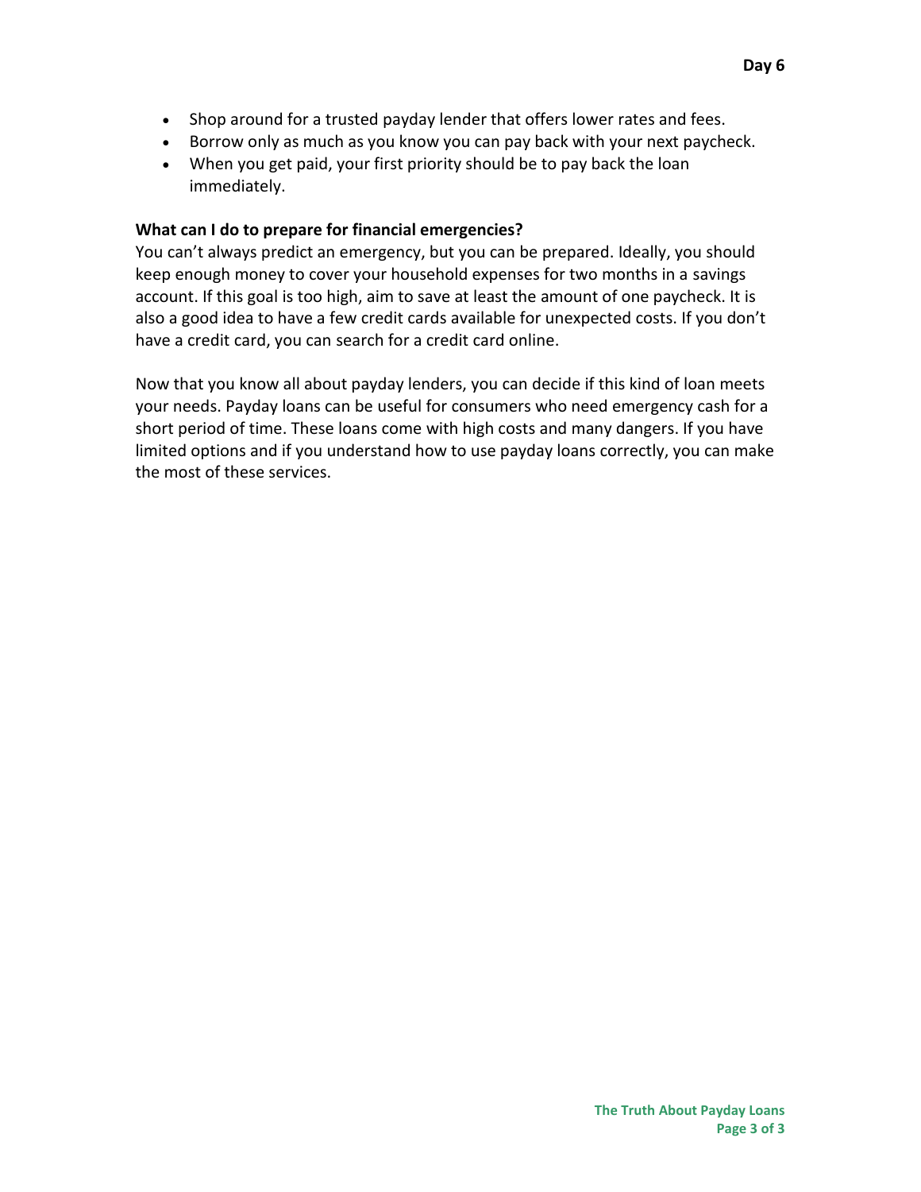- Shop around for a trusted payday lender that offers lower rates and fees.
- Borrow only as much as you know you can pay back with your next paycheck.
- When you get paid, your first priority should be to pay back the loan immediately.

**What can I do to prepare for financial emergencies?**

You can't always predict an emergency, but you can be prepared. Ideally, you should keep enough money to cover your household expenses for two months in a savings account. If this goal is too high, aim to save at least the amount of one paycheck. It is also a good idea to have a few credit cards available for unexpected costs. If you don't have a credit card, you can search for a credit card online.

Now that you know all about payday lenders, you can decide if this kind of loan meets your needs. Payday loans can be useful for consumers who need emergency cash for a short period of time. These loans come with high costs and many dangers. If you have limited options and if you understand how to use payday loans correctly, you can make the most of these services.